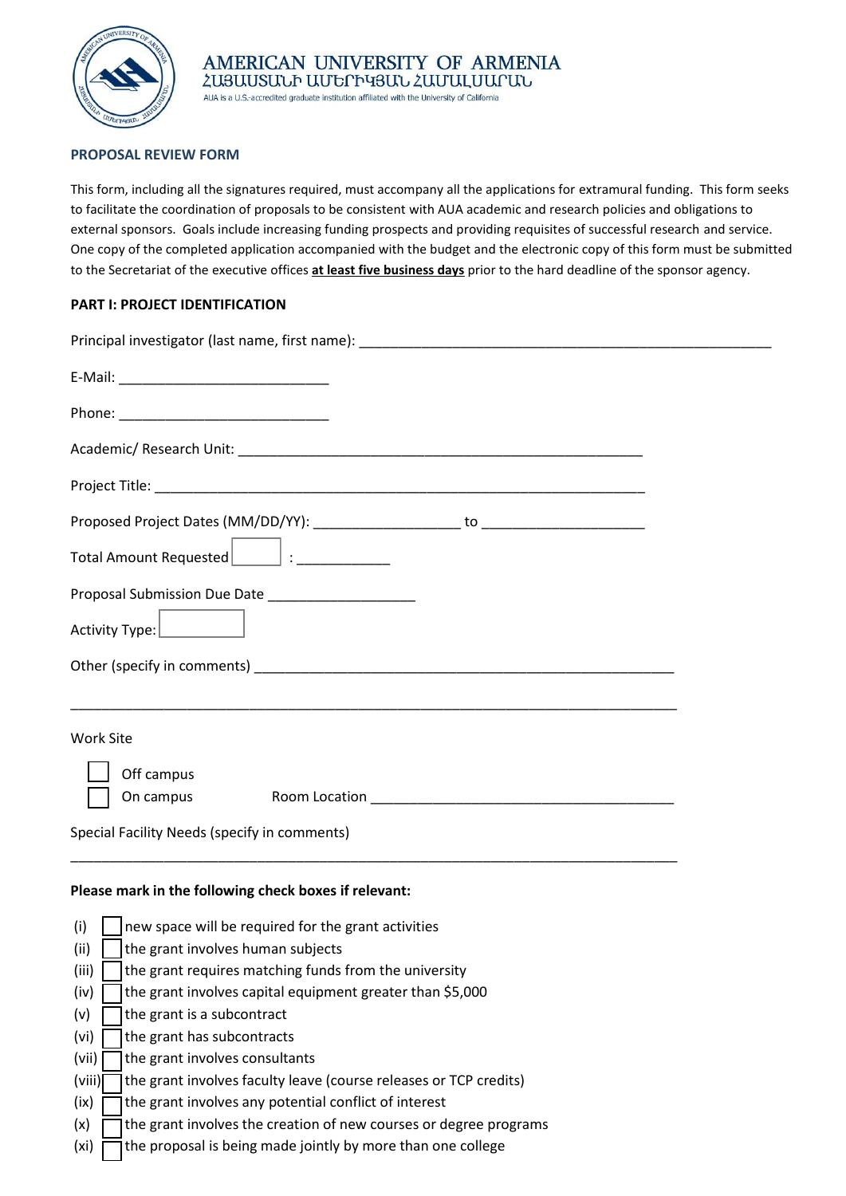AMERICAN UNIVERSITY OF ARMENIA
ՀԱՅԱՍՏԱՆԻ ԱՄԵՐԻԿՅԱՆ ՀԱՄԱԼՍԱՐԱՆ
AUA is a U.S.-accredited graduate institution affiliated with the University of California

## PROPOSAL REVIEW FORM

This form, including all the signatures required, must accompany all the applications for extramural funding. This form seeks to facilitate the coordination of proposals to be consistent with AUA academic and research policies and obligations to external sponsors. Goals include increasing funding prospects and providing requisites of successful research and service. One copy of the completed application accompanied with the budget and the electronic copy of this form must be submitted to the Secretariat of the executive offices **<u>at least five business days</u>** prior to the hard deadline of the sponsor agency.

### PART I: PROJECT IDENTIFICATION

Principal investigator (last name, first name): ______________________________________________________

E-Mail: ___________________________

Phone: ___________________________

Academic/ Research Unit: ____________________________________________________

Project Title: ______________________________________________________________

Proposed Project Dates (MM/DD/YY): ___________________ to _____________________

Total Amount Requested [ ] : ____________

Proposal Submission Due Date ___________________

Activity Type: [ ]

Other (specify in comments) _____________________________________________________

______________________________________________________________________________

Work Site

- [ ] Off campus
- [ ] On campus    Room Location _______________________________________

Special Facility Needs (specify in comments)

______________________________________________________________________________

**Please mark in the following check boxes if relevant:**

- (i) [ ] new space will be required for the grant activities
- (ii) [ ] the grant involves human subjects
- (iii) [ ] the grant requires matching funds from the university
- (iv) [ ] the grant involves capital equipment greater than $5,000
- (v) [ ] the grant is a subcontract
- (vi) [ ] the grant has subcontracts
- (vii) [ ] the grant involves consultants
- (viii) [ ] the grant involves faculty leave (course releases or TCP credits)
- (ix) [ ] the grant involves any potential conflict of interest
- (x) [ ] the grant involves the creation of new courses or degree programs
- (xi) [ ] the proposal is being made jointly by more than one college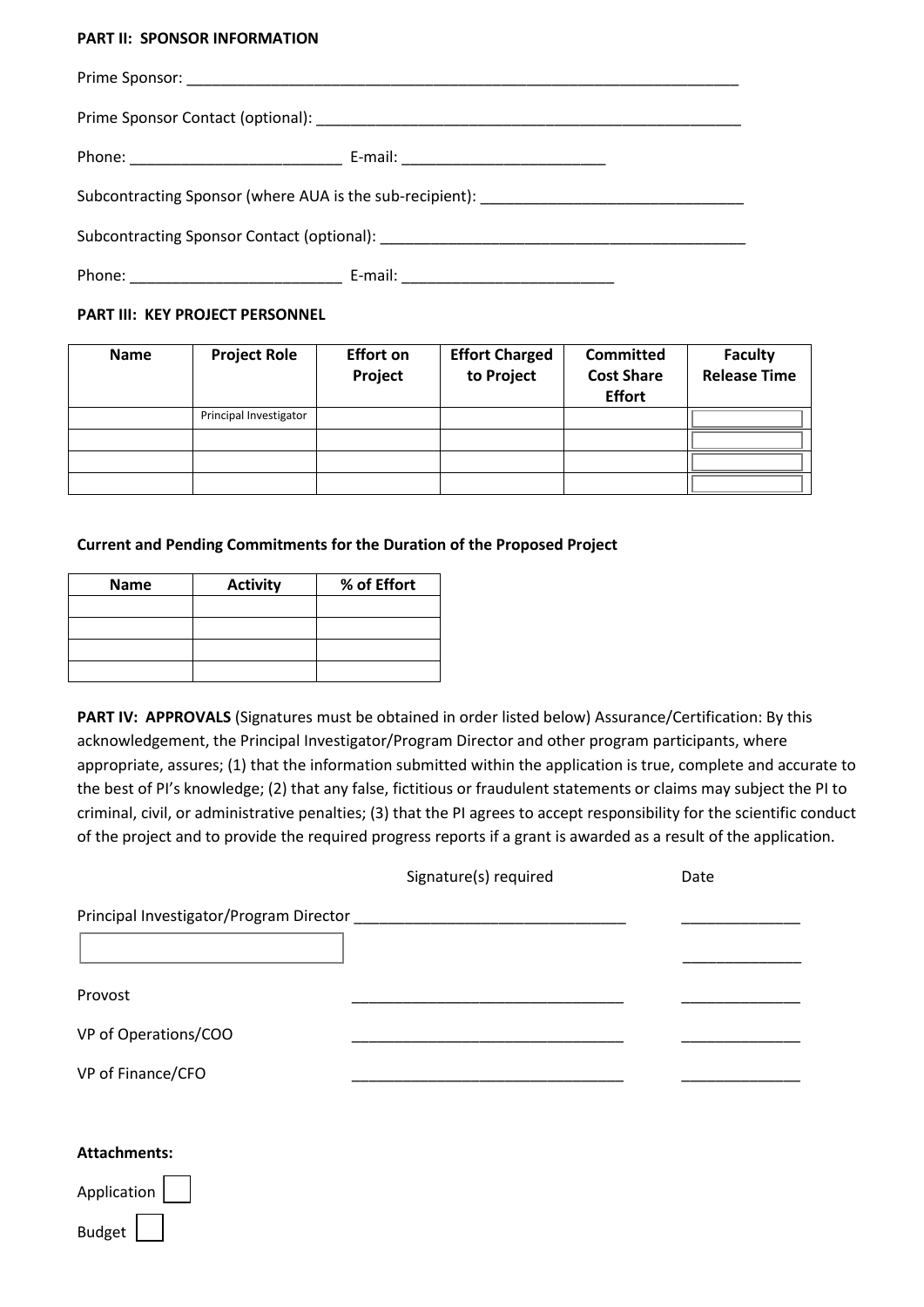**PART II: SPONSOR INFORMATION**

Prime Sponsor: ___________________________________________________________________

Prime Sponsor Contact (optional): ___________________________________________________

Phone: _________________________ E-mail: ________________________

Subcontracting Sponsor (where AUA is the sub-recipient): _______________________________

Subcontracting Sponsor Contact (optional): ____________________________________________

Phone: _________________________ E-mail: _________________________

**PART III: KEY PROJECT PERSONNEL**

| Name | Project Role | Effort on Project | Effort Charged to Project | Committed Cost Share Effort | Faculty Release Time |
|---|---|---|---|---|---|
| | Principal Investigator | | | | |
| | | | | | |
| | | | | | |
| | | | | | |

**Current and Pending Commitments for the Duration of the Proposed Project**

| Name | Activity | % of Effort |
|---|---|---|
| | | |
| | | |
| | | |
| | | |

**PART IV: APPROVALS** (Signatures must be obtained in order listed below) Assurance/Certification: By this acknowledgement, the Principal Investigator/Program Director and other program participants, where appropriate, assures; (1) that the information submitted within the application is true, complete and accurate to the best of PI's knowledge; (2) that any false, fictitious or fraudulent statements or claims may subject the PI to criminal, civil, or administrative penalties; (3) that the PI agrees to accept responsibility for the scientific conduct of the project and to provide the required progress reports if a grant is awarded as a result of the application.

| | Signature(s) required | Date |
|---|---|---|
| Principal Investigator/Program Director | ________________________________ | ______________ |
| | | ______________ |
| Provost | ________________________________ | ______________ |
| VP of Operations/COO | ________________________________ | ______________ |
| VP of Finance/CFO | ________________________________ | ______________ |

**Attachments:**

Application ☐

Budget ☐